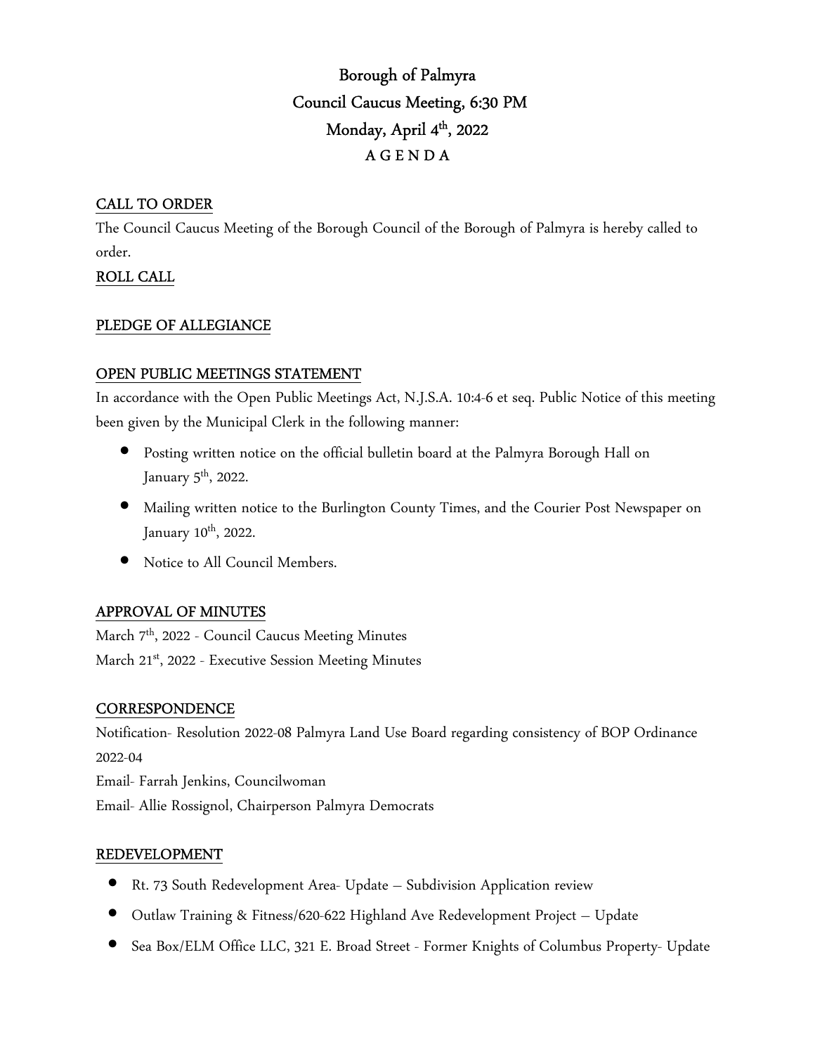# Borough of Palmyra
## Council Caucus Meeting, 6:30 PM
## Monday, April 4th, 2022
## A G E N D A

**CALL TO ORDER**

The Council Caucus Meeting of the Borough Council of the Borough of Palmyra is hereby called to order.

**ROLL CALL**

**PLEDGE OF ALLEGIANCE**

**OPEN PUBLIC MEETINGS STATEMENT**

In accordance with the Open Public Meetings Act, N.J.S.A. 10:4-6 et seq. Public Notice of this meeting been given by the Municipal Clerk in the following manner:

- Posting written notice on the official bulletin board at the Palmyra Borough Hall on January 5th, 2022.
- Mailing written notice to the Burlington County Times, and the Courier Post Newspaper on January 10th, 2022.
- Notice to All Council Members.

**APPROVAL OF MINUTES**

March 7th, 2022 - Council Caucus Meeting Minutes
March 21st, 2022 - Executive Session Meeting Minutes

**CORRESPONDENCE**

Notification- Resolution 2022-08 Palmyra Land Use Board regarding consistency of BOP Ordinance 2022-04
Email- Farrah Jenkins, Councilwoman
Email- Allie Rossignol, Chairperson Palmyra Democrats

**REDEVELOPMENT**

- Rt. 73 South Redevelopment Area- Update – Subdivision Application review
- Outlaw Training & Fitness/620-622 Highland Ave Redevelopment Project – Update
- Sea Box/ELM Office LLC, 321 E. Broad Street - Former Knights of Columbus Property- Update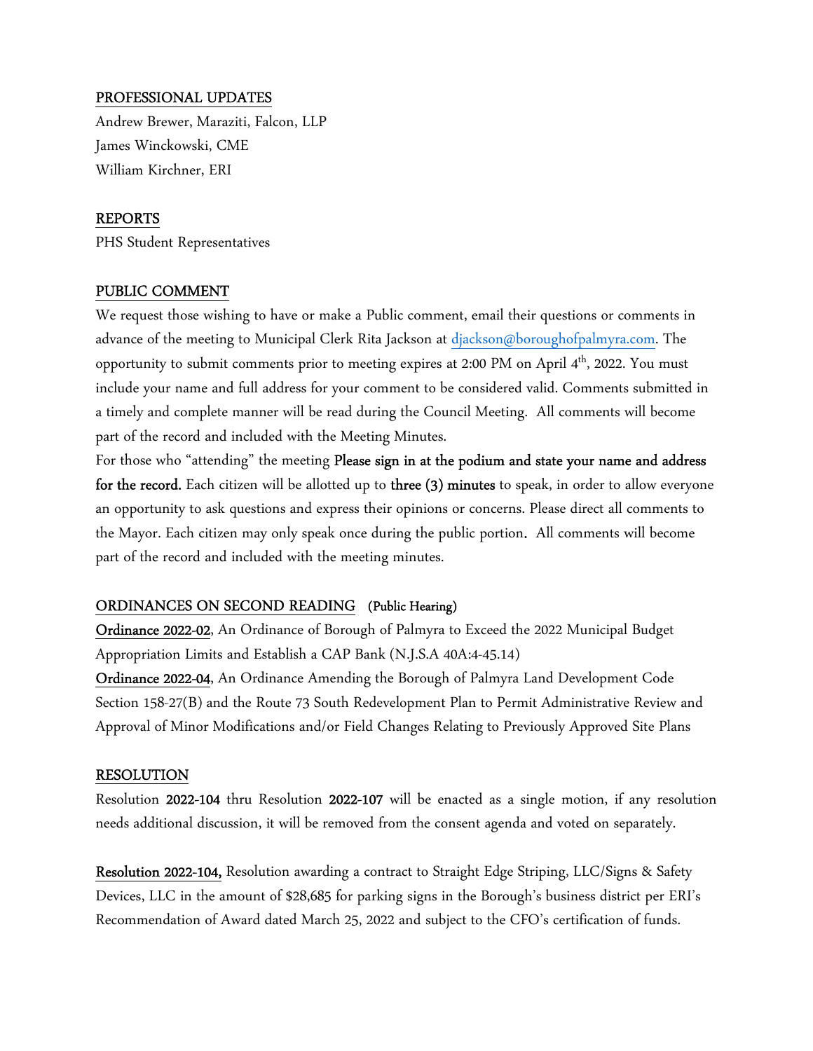## PROFESSIONAL UPDATES

Andrew Brewer, Maraziti, Falcon, LLP
James Winckowski, CME
William Kirchner, ERI

## REPORTS

PHS Student Representatives

## PUBLIC COMMENT

We request those wishing to have or make a Public comment, email their questions or comments in advance of the meeting to Municipal Clerk Rita Jackson at djackson@boroughofpalmyra.com. The opportunity to submit comments prior to meeting expires at 2:00 PM on April 4th, 2022. You must include your name and full address for your comment to be considered valid. Comments submitted in a timely and complete manner will be read during the Council Meeting. All comments will become part of the record and included with the Meeting Minutes.

For those who "attending" the meeting **Please sign in at the podium and state your name and address for the record.** Each citizen will be allotted up to **three (3) minutes** to speak, in order to allow everyone an opportunity to ask questions and express their opinions or concerns. Please direct all comments to the Mayor. Each citizen may only speak once during the public portion. All comments will become part of the record and included with the meeting minutes.

## ORDINANCES ON SECOND READING (Public Hearing)

**Ordinance 2022-02**, An Ordinance of Borough of Palmyra to Exceed the 2022 Municipal Budget Appropriation Limits and Establish a CAP Bank (N.J.S.A 40A:4-45.14)

**Ordinance 2022-04**, An Ordinance Amending the Borough of Palmyra Land Development Code Section 158-27(B) and the Route 73 South Redevelopment Plan to Permit Administrative Review and Approval of Minor Modifications and/or Field Changes Relating to Previously Approved Site Plans

## RESOLUTION

Resolution **2022-104** thru Resolution **2022-107** will be enacted as a single motion, if any resolution needs additional discussion, it will be removed from the consent agenda and voted on separately.

**Resolution 2022-104,** Resolution awarding a contract to Straight Edge Striping, LLC/Signs & Safety Devices, LLC in the amount of $28,685 for parking signs in the Borough's business district per ERI's Recommendation of Award dated March 25, 2022 and subject to the CFO's certification of funds.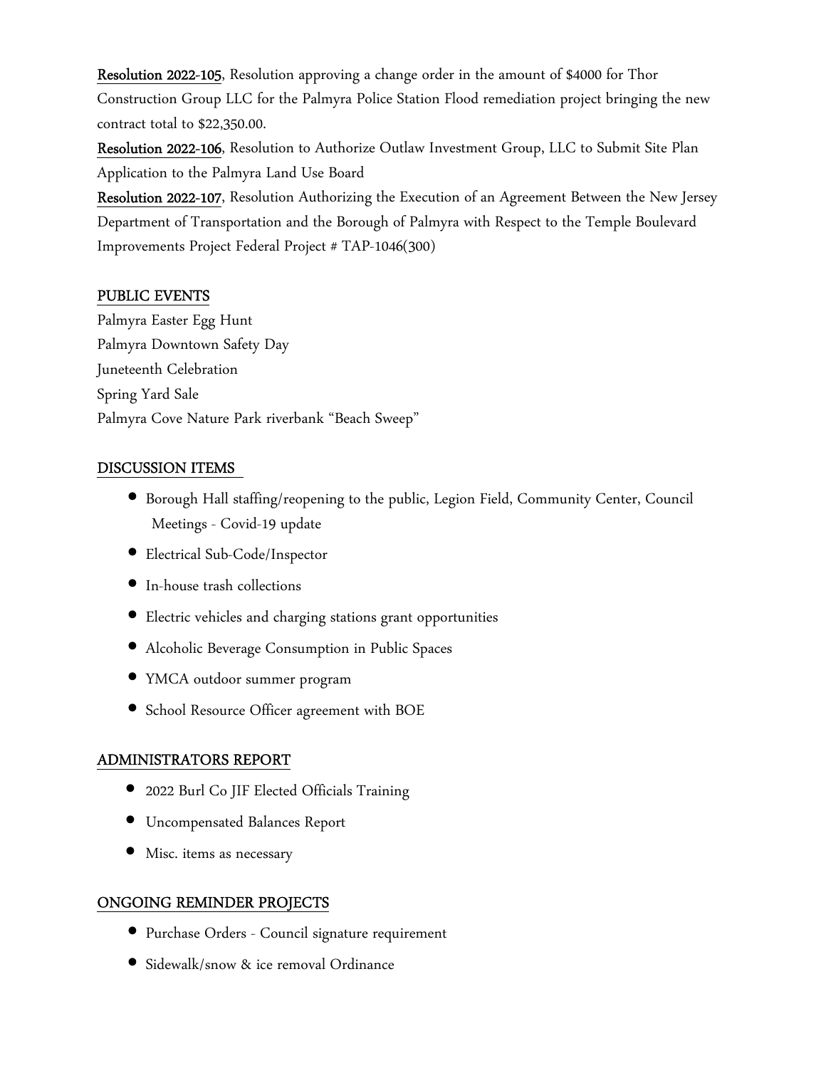**Resolution 2022-105**, Resolution approving a change order in the amount of $4000 for Thor Construction Group LLC for the Palmyra Police Station Flood remediation project bringing the new contract total to $22,350.00.

**Resolution 2022-106**, Resolution to Authorize Outlaw Investment Group, LLC to Submit Site Plan Application to the Palmyra Land Use Board

**Resolution 2022-107**, Resolution Authorizing the Execution of an Agreement Between the New Jersey Department of Transportation and the Borough of Palmyra with Respect to the Temple Boulevard Improvements Project Federal Project # TAP-1046(300)

## PUBLIC EVENTS

Palmyra Easter Egg Hunt
Palmyra Downtown Safety Day
Juneteenth Celebration
Spring Yard Sale
Palmyra Cove Nature Park riverbank "Beach Sweep"

## DISCUSSION ITEMS

- Borough Hall staffing/reopening to the public, Legion Field, Community Center, Council Meetings - Covid-19 update
- Electrical Sub-Code/Inspector
- In-house trash collections
- Electric vehicles and charging stations grant opportunities
- Alcoholic Beverage Consumption in Public Spaces
- YMCA outdoor summer program
- School Resource Officer agreement with BOE

## ADMINISTRATORS REPORT

- 2022 Burl Co JIF Elected Officials Training
- Uncompensated Balances Report
- Misc. items as necessary

## ONGOING REMINDER PROJECTS

- Purchase Orders - Council signature requirement
- Sidewalk/snow & ice removal Ordinance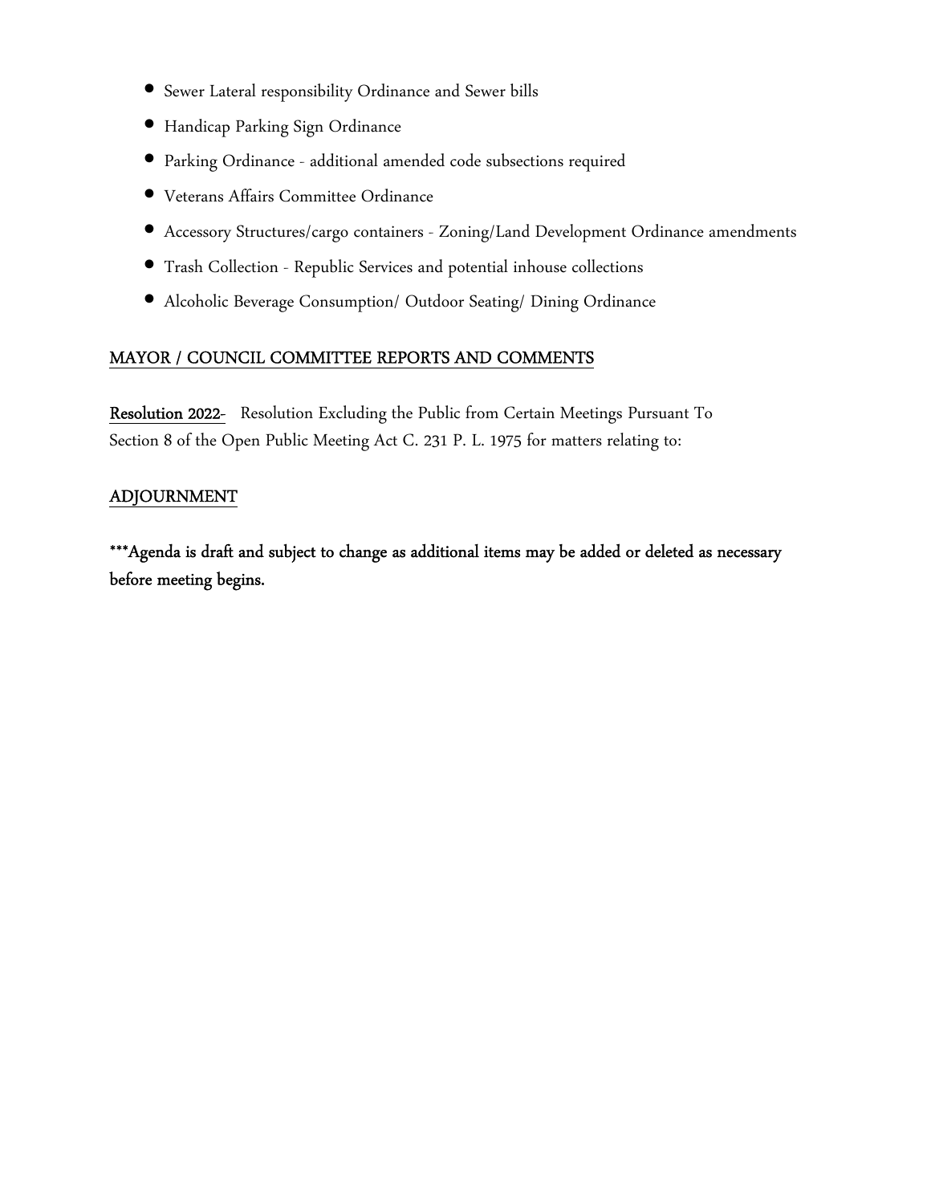- Sewer Lateral responsibility Ordinance and Sewer bills
- Handicap Parking Sign Ordinance
- Parking Ordinance - additional amended code subsections required
- Veterans Affairs Committee Ordinance
- Accessory Structures/cargo containers - Zoning/Land Development Ordinance amendments
- Trash Collection - Republic Services and potential inhouse collections
- Alcoholic Beverage Consumption/ Outdoor Seating/ Dining Ordinance

## MAYOR / COUNCIL COMMITTEE REPORTS AND COMMENTS

**Resolution 2022-** Resolution Excluding the Public from Certain Meetings Pursuant To Section 8 of the Open Public Meeting Act C. 231 P. L. 1975 for matters relating to:

## ADJOURNMENT

**\*\*\*Agenda is draft and subject to change as additional items may be added or deleted as necessary before meeting begins.**